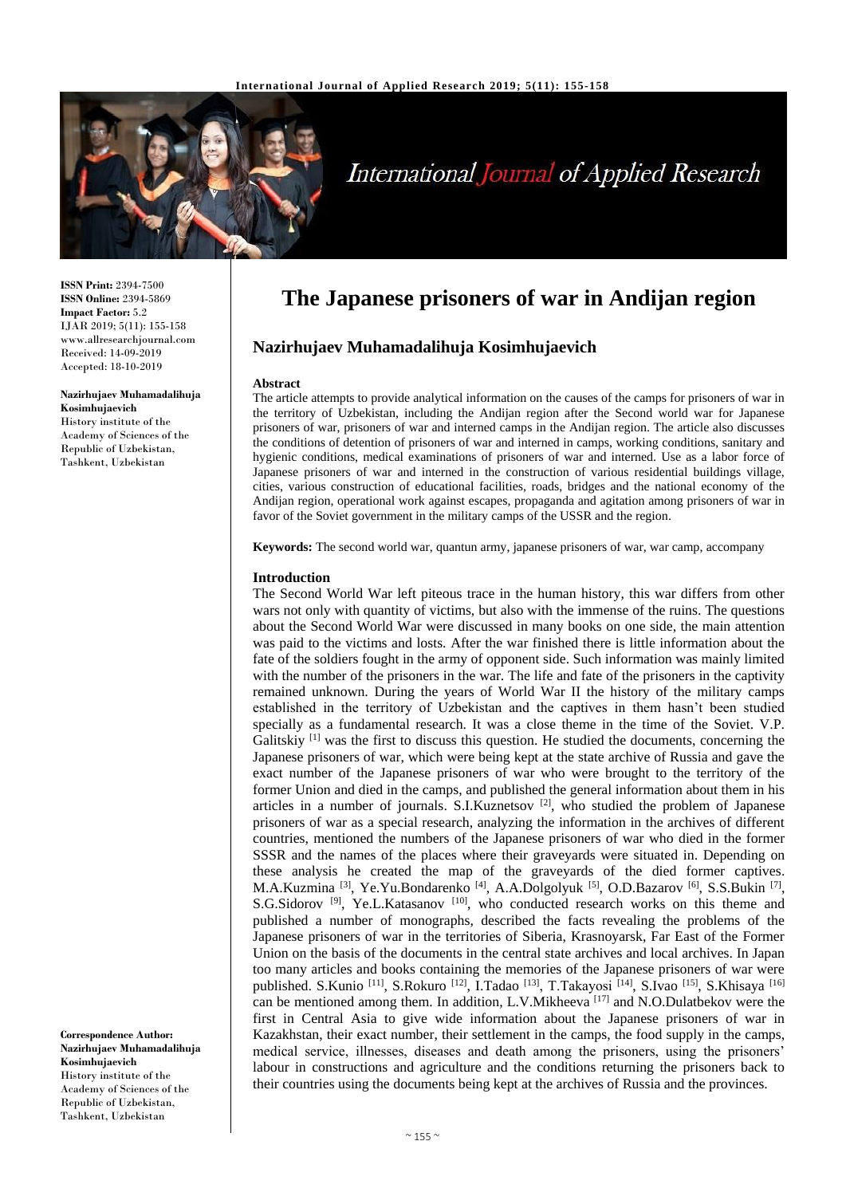**ISSN Print:** 2394-7500
**ISSN Online:** 2394-5869
**Impact Factor:** 5.2
IJAR 2019; 5(11): 155-158
www.allresearchjournal.com
Received: 14-09-2019
Accepted: 18-10-2019

**Nazirhujaev Muhamadalihuja Kosimhujaevich**
History institute of the Academy of Sciences of the Republic of Uzbekistan, Tashkent, Uzbekistan

**Correspondence Author:**
**Nazirhujaev Muhamadalihuja Kosimhujaevich**
History institute of the Academy of Sciences of the Republic of Uzbekistan, Tashkent, Uzbekistan

# The Japanese prisoners of war in Andijan region

## Nazirhujaev Muhamadalihuja Kosimhujaevich

### Abstract

The article attempts to provide analytical information on the causes of the camps for prisoners of war in the territory of Uzbekistan, including the Andijan region after the Second world war for Japanese prisoners of war, prisoners of war and interned camps in the Andijan region. The article also discusses the conditions of detention of prisoners of war and interned in camps, working conditions, sanitary and hygienic conditions, medical examinations of prisoners of war and interned. Use as a labor force of Japanese prisoners of war and interned in the construction of various residential buildings village, cities, various construction of educational facilities, roads, bridges and the national economy of the Andijan region, operational work against escapes, propaganda and agitation among prisoners of war in favor of the Soviet government in the military camps of the USSR and the region.

**Keywords:** The second world war, quantun army, japanese prisoners of war, war camp, accompany

### Introduction

The Second World War left piteous trace in the human history, this war differs from other wars not only with quantity of victims, but also with the immense of the ruins. The questions about the Second World War were discussed in many books on one side, the main attention was paid to the victims and losts. After the war finished there is little information about the fate of the soldiers fought in the army of opponent side. Such information was mainly limited with the number of the prisoners in the war. The life and fate of the prisoners in the captivity remained unknown. During the years of World War II the history of the military camps established in the territory of Uzbekistan and the captives in them hasn't been studied specially as a fundamental research. It was a close theme in the time of the Soviet. V.P. Galitskiy [1] was the first to discuss this question. He studied the documents, concerning the Japanese prisoners of war, which were being kept at the state archive of Russia and gave the exact number of the Japanese prisoners of war who were brought to the territory of the former Union and died in the camps, and published the general information about them in his articles in a number of journals. S.I.Kuznetsov [2], who studied the problem of Japanese prisoners of war as a special research, analyzing the information in the archives of different countries, mentioned the numbers of the Japanese prisoners of war who died in the former SSSR and the names of the places where their graveyards were situated in. Depending on these analysis he created the map of the graveyards of the died former captives. M.A.Kuzmina [3], Ye.Yu.Bondarenko [4], A.A.Dolgolyuk [5], O.D.Bazarov [6], S.S.Bukin [7], S.G.Sidorov [9], Ye.L.Katasanov [10], who conducted research works on this theme and published a number of monographs, described the facts revealing the problems of the Japanese prisoners of war in the territories of Siberia, Krasnoyarsk, Far East of the Former Union on the basis of the documents in the central state archives and local archives. In Japan too many articles and books containing the memories of the Japanese prisoners of war were published. S.Kunio [11], S.Rokuro [12], I.Tadao [13], T.Takayosi [14], S.Ivao [15], S.Khisaya [16] can be mentioned among them. In addition, L.V.Mikheeva [17] and N.O.Dulatbekov were the first in Central Asia to give wide information about the Japanese prisoners of war in Kazakhstan, their exact number, their settlement in the camps, the food supply in the camps, medical service, illnesses, diseases and death among the prisoners, using the prisoners' labour in constructions and agriculture and the conditions returning the prisoners back to their countries using the documents being kept at the archives of Russia and the provinces.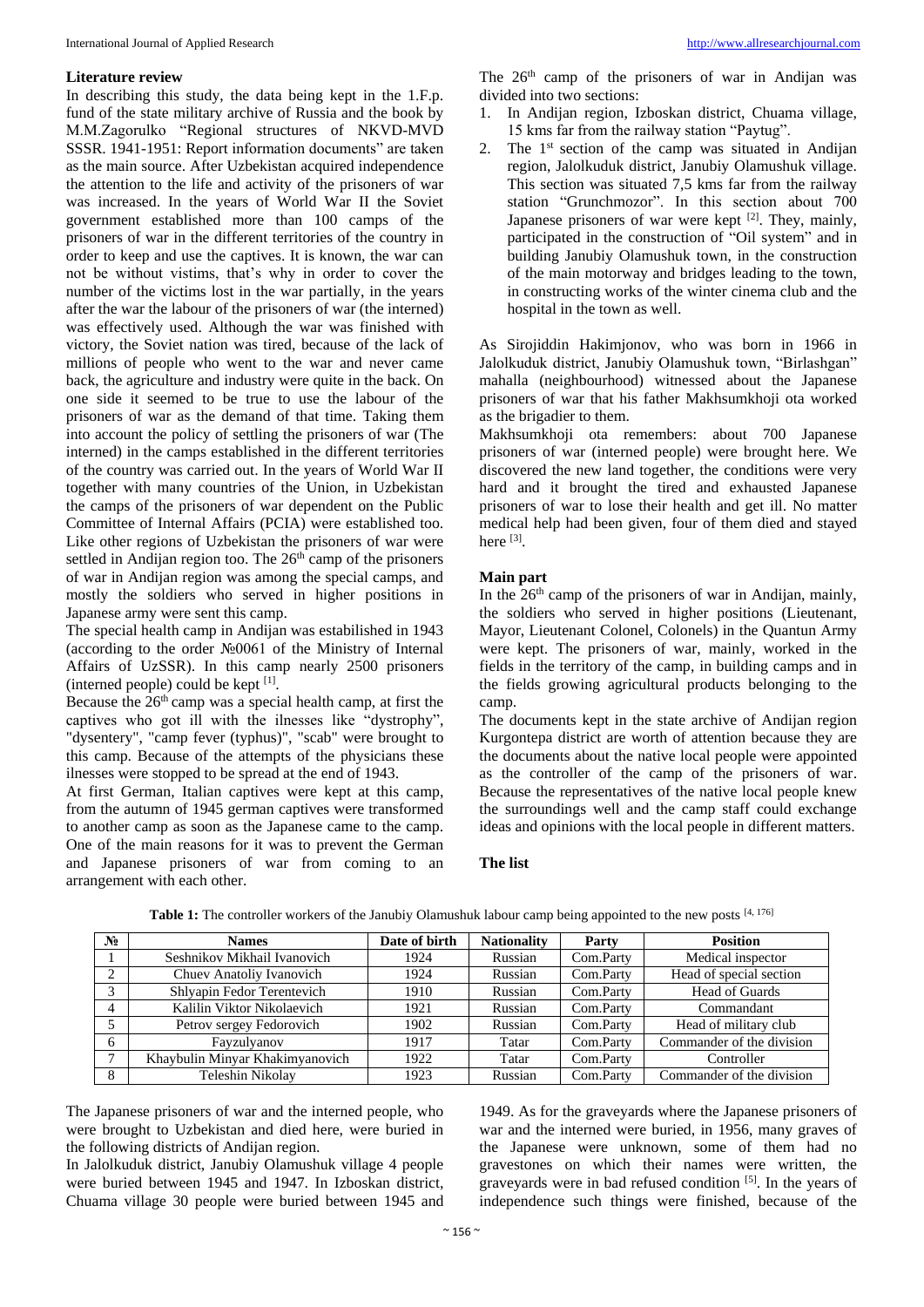### Literature review

In describing this study, the data being kept in the 1.F.p. fund of the state military archive of Russia and the book by M.M.Zagorulko "Regional structures of NKVD-MVD SSSR. 1941-1951: Report information documents" are taken as the main source. After Uzbekistan acquired independence the attention to the life and activity of the prisoners of war was increased. In the years of World War II the Soviet government established more than 100 camps of the prisoners of war in the different territories of the country in order to keep and use the captives. It is known, the war can not be without vistims, that's why in order to cover the number of the victims lost in the war partially, in the years after the war the labour of the prisoners of war (the interned) was effectively used. Although the war was finished with victory, the Soviet nation was tired, because of the lack of millions of people who went to the war and never came back, the agriculture and industry were quite in the back. On one side it seemed to be true to use the labour of the prisoners of war as the demand of that time. Taking them into account the policy of settling the prisoners of war (The interned) in the camps established in the different territories of the country was carried out. In the years of World War II together with many countries of the Union, in Uzbekistan the camps of the prisoners of war dependent on the Public Committee of Internal Affairs (PCIA) were established too. Like other regions of Uzbekistan the prisoners of war were settled in Andijan region too. The 26th camp of the prisoners of war in Andijan region was among the special camps, and mostly the soldiers who served in higher positions in Japanese army were sent this camp.

The special health camp in Andijan was estabilished in 1943 (according to the order №0061 of the Ministry of Internal Affairs of UzSSR). In this camp nearly 2500 prisoners (interned people) could be kept [1].

Because the 26th camp was a special health camp, at first the captives who got ill with the ilnesses like "dystrophy", "dysentery", "camp fever (typhus)", "scab" were brought to this camp. Because of the attempts of the physicians these ilnesses were stopped to be spread at the end of 1943.

At first German, Italian captives were kept at this camp, from the autumn of 1945 german captives were transformed to another camp as soon as the Japanese came to the camp. One of the main reasons for it was to prevent the German and Japanese prisoners of war from coming to an arrangement with each other.

The 26th camp of the prisoners of war in Andijan was divided into two sections:

1. In Andijan region, Izboskan district, Chuama village, 15 kms far from the railway station "Paytug".
2. The 1st section of the camp was situated in Andijan region, Jalolkuduk district, Janubiy Olamushuk village. This section was situated 7,5 kms far from the railway station "Grunchmozor". In this section about 700 Japanese prisoners of war were kept [2]. They, mainly, participated in the construction of "Oil system" and in building Janubiy Olamushuk town, in the construction of the main motorway and bridges leading to the town, in constructing works of the winter cinema club and the hospital in the town as well.

As Sirojiddin Hakimjonov, who was born in 1966 in Jalolkuduk district, Janubiy Olamushuk town, "Birlashgan" mahalla (neighbourhood) witnessed about the Japanese prisoners of war that his father Makhsumkhoji ota worked as the brigadier to them.

Makhsumkhoji ota remembers: about 700 Japanese prisoners of war (interned people) were brought here. We discovered the new land together, the conditions were very hard and it brought the tired and exhausted Japanese prisoners of war to lose their health and get ill. No matter medical help had been given, four of them died and stayed here [3].

### Main part

In the 26th camp of the prisoners of war in Andijan, mainly, the soldiers who served in higher positions (Lieutenant, Mayor, Lieutenant Colonel, Colonels) in the Quantun Army were kept. The prisoners of war, mainly, worked in the fields in the territory of the camp, in building camps and in the fields growing agricultural products belonging to the camp.

The documents kept in the state archive of Andijan region Kurgontepa district are worth of attention because they are the documents about the native local people were appointed as the controller of the camp of the prisoners of war. Because the representatives of the native local people knew the surroundings well and the camp staff could exchange ideas and opinions with the local people in different matters.

### The list

**Table 1:** The controller workers of the Janubiy Olamushuk labour camp being appointed to the new posts [4, 176]

| № | Names | Date of birth | Nationality | Party | Position |
|---|---|---|---|---|---|
| 1 | Seshnikov Mikhail Ivanovich | 1924 | Russian | Com.Party | Medical inspector |
| 2 | Chuev Anatoliy Ivanovich | 1924 | Russian | Com.Party | Head of special section |
| 3 | Shlyapin Fedor Terentevich | 1910 | Russian | Com.Party | Head of Guards |
| 4 | Kalilin Viktor Nikolaevich | 1921 | Russian | Com.Party | Commandant |
| 5 | Petrov sergey Fedorovich | 1902 | Russian | Com.Party | Head of military club |
| 6 | Fayzulyanov | 1917 | Tatar | Com.Party | Commander of the division |
| 7 | Khaybulin Minyar Khakimyanovich | 1922 | Tatar | Com.Party | Controller |
| 8 | Teleshin Nikolay | 1923 | Russian | Com.Party | Commander of the division |

The Japanese prisoners of war and the interned people, who were brought to Uzbekistan and died here, were buried in the following districts of Andijan region.

In Jalolkuduk district, Janubiy Olamushuk village 4 people were buried between 1945 and 1947. In Izboskan district, Chuama village 30 people were buried between 1945 and 1949. As for the graveyards where the Japanese prisoners of war and the interned were buried, in 1956, many graves of the Japanese were unknown, some of them had no gravestones on which their names were written, the graveyards were in bad refused condition [5]. In the years of independence such things were finished, because of the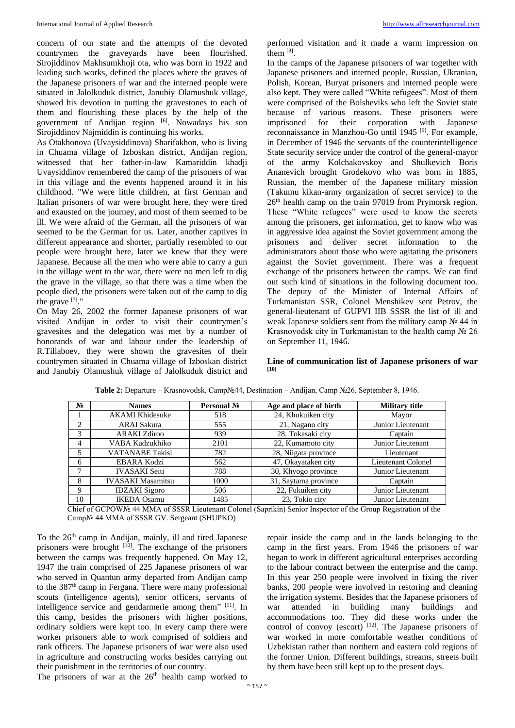concern of our state and the attempts of the devoted countrymen the graveyards have been flourished. Sirojiddinov Makhsumkhoji ota, who was born in 1922 and leading such works, defined the places where the graves of the Japanese prisoners of war and the interned people were situated in Jalolkuduk district, Janubiy Olamushuk village, showed his devotion in putting the gravestones to each of them and flourishing these places by the help of the government of Andijan region [6]. Nowadays his son Sirojiddinov Najmiddin is continuing his works.

As Otakhonova (Uvaysiddinova) Sharifakhon, who is living in Chuama village of Izboskan district, Andijan region, witnessed that her father-in-law Kamariddin khadji Uvaysiddinov remembered the camp of the prisoners of war in this village and the events happened around it in his childhood. "We were little children, at first German and Italian prisoners of war were brought here, they were tired and exausted on the journey, and most of them seemed to be ill. We were afraid of the German, all the prisoners of war seemed to be the German for us. Later, another captives in different appearance and shorter, partially resembled to our people were brought here, later we knew that they were Japanese. Because all the men who were able to carry a gun in the village went to the war, there were no men left to dig the grave in the village, so that there was a time when the people died, the prisoners were taken out of the camp to dig the grave [7]."

On May 26, 2002 the former Japanese prisoners of war visited Andijan in order to visit their countrymen's gravesites and the delegation was met by a number of honorands of war and labour under the leadership of R.Tillaboev, they were shown the gravesites of their countrymen situated in Chuama village of Izboskan district and Janubiy Olamushuk village of Jalolkuduk district and performed visitation and it made a warm impression on them [8].

In the camps of the Japanese prisoners of war together with Japanese prisoners and interned people, Russian, Ukranian, Polish, Korean, Buryat prisoners and interned people were also kept. They were called "White refugees". Most of them were comprised of the Bolsheviks who left the Soviet state because of various reasons. These prisoners were imprisoned for their corporation with Japanese reconnaissance in Manzhou-Go until 1945 [9]. For example, in December of 1946 the servants of the counterintelligence State security service under the control of the general-mayor of the army Kolchakovsky and Shulkevich Boris Ananevich brought Grodekovo who was born in 1885, Russian, the member of the Japanese military mission (Takumu kikan-army organization of secret service) to the 26th health camp on the train 97019 from Prymorsk region. These "White refugees" were used to know the secrets among the prisoners, get information, get to know who was in aggressive idea against the Soviet government among the prisoners and deliver secret information to the administrators about those who were agitating the prisoners against the Soviet government. There was a frequent exchange of the prisoners between the camps. We can find out such kind of situations in the following document too. The deputy of the Minister of Internal Affairs of Turkmanistan SSR, Colonel Menshikev sent Petrov, the general-lieutenant of GUPVI IIB SSSR the list of ill and weak Japanese soldiers sent from the military camp № 44 in Krasnovodsk city in Turkmanistan to the health camp № 26 on September 11, 1946.

**Line of communication list of Japanese prisoners of war [10]**

**Table 2:** Departure – Krasnovodsk, Camp№44, Destination – Andijan, Camp №26, September 8, 1946.

| № | Names | Personal № | Age and place of birth | Military title |
|---|---|---|---|---|
| 1 | AKAMI Khidesuke | 518 | 24, Khukuiken city | Mayor |
| 2 | ARAI Sakura | 555 | 21, Nagano city | Junior Lieutenant |
| 3 | ARAKI Zdiroo | 939 | 28, Tokasaki city | Captain |
| 4 | VABA Kadzukhiko | 2101 | 22, Kumamoto city | Junior Lieutenant |
| 5 | VATANABE Takisi | 782 | 28, Niigata province | Lieutenant |
| 6 | EBARA Kodzi | 562 | 47, Okayataken city | Lieutenant Colonel |
| 7 | IVASAKI Seiti | 788 | 30, Khyogo province | Junior Lieutenant |
| 8 | IVASAKI Masamitsu | 1000 | 31, Saytama province | Captain |
| 9 | IDZAKI Sigoro | 506 | 22, Fukuiken city | Junior Lieutenant |
| 10 | IKEDA Osamu | 1485 | 23, Tokio city | Junior Lieutenant |

Chief of GCPOW№ 44 MMA of SSSR Lieutenant Colonel (Saprikin) Senior Inspector of the Group Registration of the Camp№ 44 MMA of SSSR GV. Sergeant (SHUPKO)

To the 26th camp in Andijan, mainly, ill and tired Japanese prisoners were brought [10]. The exchange of the prisoners between the camps was frequently happened. On May 12, 1947 the train comprised of 225 Japanese prisoners of war who served in Quantun army departed from Andijan camp to the 387th camp in Fergana. There were many professional scouts (intelligence agents), senior officers, servants of intelligence service and gendarmerie among them" [11]. In this camp, besides the prisoners with higher positions, ordinary soldiers were kept too. In every camp there were worker prisoners able to work comprised of soldiers and rank officers. The Japanese prisoners of war were also used in agriculture and constructing works besides carrying out their punishment in the territories of our country.

The prisoners of war at the 26th health camp worked to repair inside the camp and in the lands belonging to the camp in the first years. From 1946 the prisoners of war began to work in different agricultural enterprises according to the labour contract between the enterprise and the camp. In this year 250 people were involved in fixing the river banks, 200 people were involved in restoring and cleaning the irrigation systems. Besides that the Japanese prisoners of war attended in building many buildings and accommodations too. They did these works under the control of convoy (escort) [12]. The Japanese prisoners of war worked in more comfortable weather conditions of Uzbekistan rather than northern and eastern cold regions of the former Union. Different buildings, streams, streets built by them have been still kept up to the present days.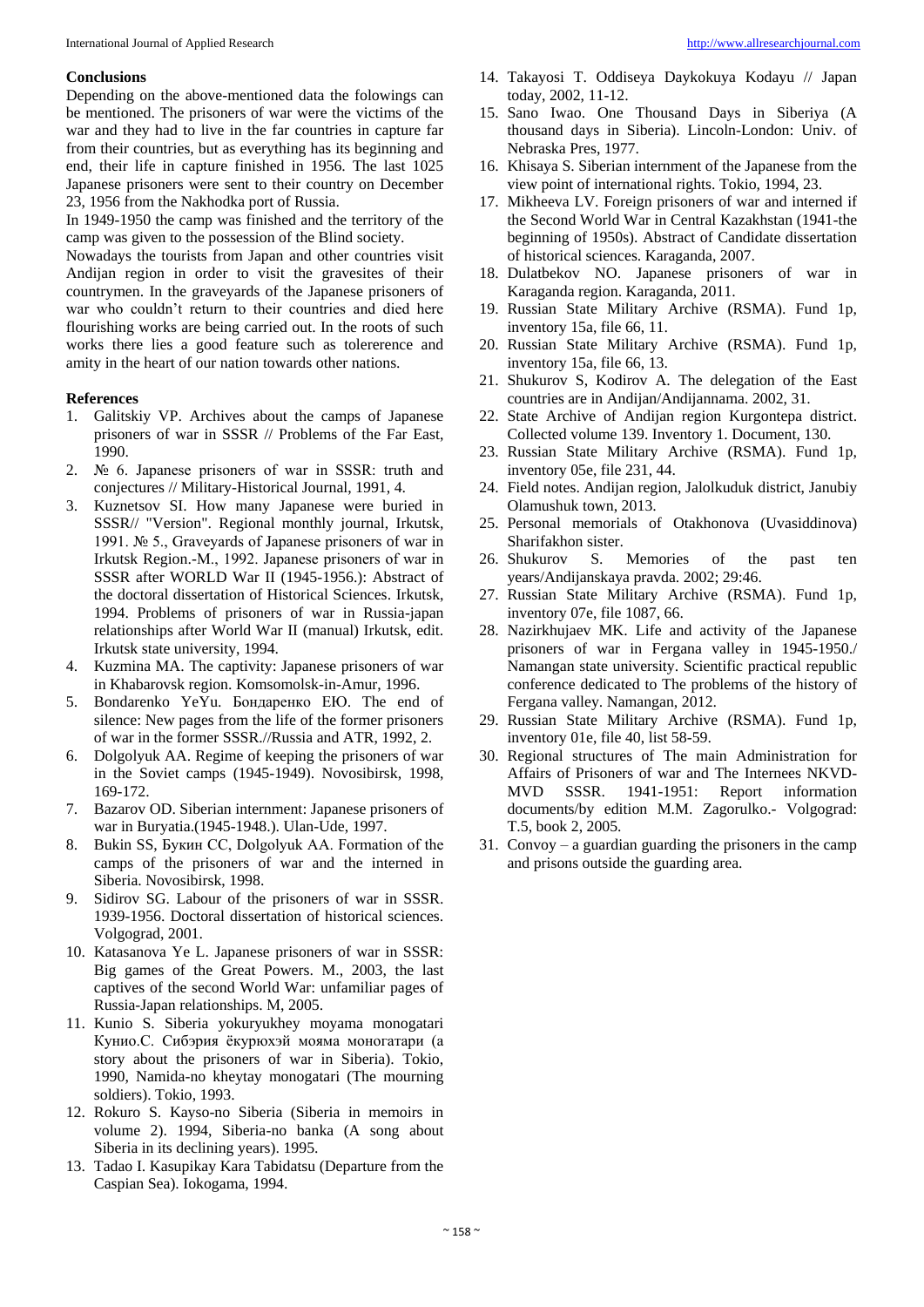## Conclusions

Depending on the above-mentioned data the folowings can be mentioned. The prisoners of war were the victims of the war and they had to live in the far countries in capture far from their countries, but as everything has its beginning and end, their life in capture finished in 1956. The last 1025 Japanese prisoners were sent to their country on December 23, 1956 from the Nakhodka port of Russia.

In 1949-1950 the camp was finished and the territory of the camp was given to the possession of the Blind society.

Nowadays the tourists from Japan and other countries visit Andijan region in order to visit the gravesites of their countrymen. In the graveyards of the Japanese prisoners of war who couldn't return to their countries and died here flourishing works are being carried out. In the roots of such works there lies a good feature such as tolererence and amity in the heart of our nation towards other nations.

## References

1. Galitskiy VP. Archives about the camps of Japanese prisoners of war in SSSR // Problems of the Far East, 1990.
2. № 6. Japanese prisoners of war in SSSR: truth and conjectures // Military-Historical Journal, 1991, 4.
3. Kuznetsov SI. How many Japanese were buried in SSSR// "Version". Regional monthly journal, Irkutsk, 1991. № 5., Graveyards of Japanese prisoners of war in Irkutsk Region.-M., 1992. Japanese prisoners of war in SSSR after WORLD War II (1945-1956.): Abstract of the doctoral dissertation of Historical Sciences. Irkutsk, 1994. Problems of prisoners of war in Russia-japan relationships after World War II (manual) Irkutsk, edit. Irkutsk state university, 1994.
4. Kuzmina MA. The captivity: Japanese prisoners of war in Khabarovsk region. Komsomolsk-in-Amur, 1996.
5. Bondarenko YeYu. Бондаренко ЕЮ. The end of silence: New pages from the life of the former prisoners of war in the former SSSR.//Russia and ATR, 1992, 2.
6. Dolgolyuk AA. Regime of keeping the prisoners of war in the Soviet camps (1945-1949). Novosibirsk, 1998, 169-172.
7. Bazarov OD. Siberian internment: Japanese prisoners of war in Buryatia.(1945-1948.). Ulan-Ude, 1997.
8. Bukin SS, Букин СС, Dolgolyuk AA. Formation of the camps of the prisoners of war and the interned in Siberia. Novosibirsk, 1998.
9. Sidirov SG. Labour of the prisoners of war in SSSR. 1939-1956. Doctoral dissertation of historical sciences. Volgograd, 2001.
10. Katasanova Ye L. Japanese prisoners of war in SSSR: Big games of the Great Powers. M., 2003, the last captives of the second World War: unfamiliar pages of Russia-Japan relationships. M, 2005.
11. Kunio S. Siberia yokuryukhey moyama monogatari Кунио.С. Сибэрия ёкурюхэй мояма моногатари (a story about the prisoners of war in Siberia). Tokio, 1990, Namida-no kheytay monogatari (The mourning soldiers). Tokio, 1993.
12. Rokuro S. Kayso-no Siberia (Siberia in memoirs in volume 2). 1994, Siberia-no banka (A song about Siberia in its declining years). 1995.
13. Tadao I. Kasupikay Kara Tabidatsu (Departure from the Caspian Sea). Iokogama, 1994.
14. Takayosi T. Oddiseya Daykokuya Kodayu // Japan today, 2002, 11-12.
15. Sano Iwao. One Thousand Days in Siberiya (A thousand days in Siberia). Lincoln-London: Univ. of Nebraska Pres, 1977.
16. Khisaya S. Siberian internment of the Japanese from the view point of international rights. Tokio, 1994, 23.
17. Mikheeva LV. Foreign prisoners of war and interned if the Second World War in Central Kazakhstan (1941-the beginning of 1950s). Abstract of Candidate dissertation of historical sciences. Karaganda, 2007.
18. Dulatbekov NO. Japanese prisoners of war in Karaganda region. Karaganda, 2011.
19. Russian State Military Archive (RSMA). Fund 1p, inventory 15a, file 66, 11.
20. Russian State Military Archive (RSMA). Fund 1p, inventory 15a, file 66, 13.
21. Shukurov S, Kodirov A. The delegation of the East countries are in Andijan/Andijannama. 2002, 31.
22. State Archive of Andijan region Kurgontepa district. Collected volume 139. Inventory 1. Document, 130.
23. Russian State Military Archive (RSMA). Fund 1p, inventory 05e, file 231, 44.
24. Field notes. Andijan region, Jalolkuduk district, Janubiy Olamushuk town, 2013.
25. Personal memorials of Otakhonova (Uvasiddinova) Sharifakhon sister.
26. Shukurov S. Memories of the past ten years/Andijanskaya pravda. 2002; 29:46.
27. Russian State Military Archive (RSMA). Fund 1p, inventory 07e, file 1087, 66.
28. Nazirkhujaev MK. Life and activity of the Japanese prisoners of war in Fergana valley in 1945-1950./ Namangan state university. Scientific practical republic conference dedicated to The problems of the history of Fergana valley. Namangan, 2012.
29. Russian State Military Archive (RSMA). Fund 1p, inventory 01e, file 40, list 58-59.
30. Regional structures of The main Administration for Affairs of Prisoners of war and The Internees NKVD-MVD SSSR. 1941-1951: Report information documents/by edition M.M. Zagorulko.- Volgograd: T.5, book 2, 2005.
31. Convoy – a guardian guarding the prisoners in the camp and prisons outside the guarding area.